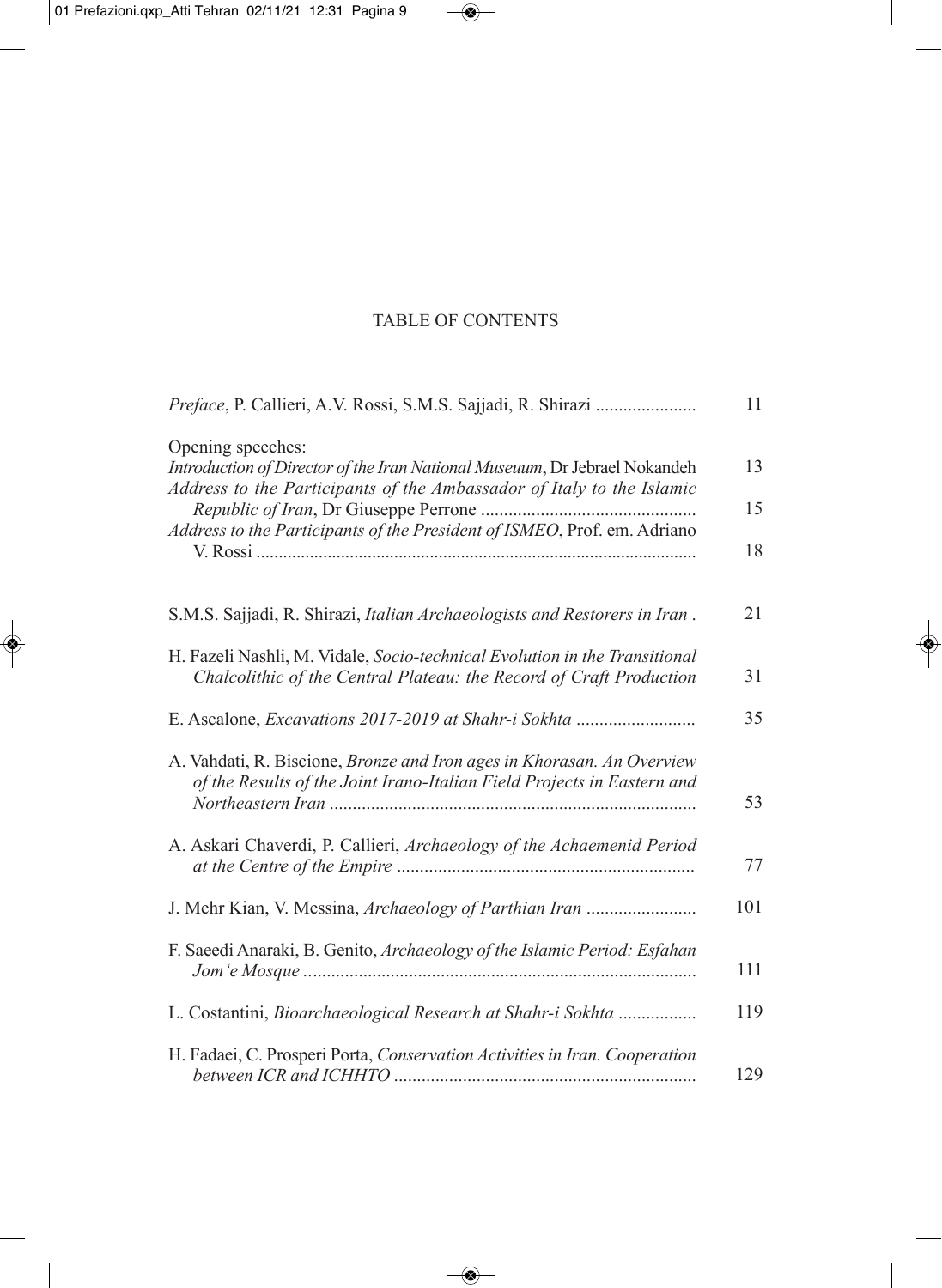# TABLE OF CONTENTS

*Preface*, P. Callieri, A.V. Rossi, S.M.S. Sajjadi, R. Shirazi ...................... 11

Opening speeches:

*Introduction of Director of the Iran National Museuum*, Dr Jebrael Nokandeh 13

*Address to the Participants of the Ambassador of Italy to the Islamic Republic of Iran*, Dr Giuseppe Perrone .............................................. 15

*Address to the Participants of the President of ISMEO*, Prof. em. Adriano V. Rossi ................................................................................................ 18

S.M.S. Sajjadi, R. Shirazi, *Italian Archaeologists and Restorers in Iran* . 21

H. Fazeli Nashli, M. Vidale, *Socio-technical Evolution in the Transitional Chalcolithic of the Central Plateau: the Record of Craft Production* 31

E. Ascalone, *Excavations 2017-2019 at Shahr-i Sokhta* ......................... 35

A. Vahdati, R. Biscione, *Bronze and Iron ages in Khorasan. An Overview of the Results of the Joint Irano-Italian Field Projects in Eastern and Northeastern Iran* ............................................................................... 53

A. Askari Chaverdi, P. Callieri, *Archaeology of the Achaemenid Period at the Centre of the Empire* ................................................................ 77

J. Mehr Kian, V. Messina, *Archaeology of Parthian Iran* ........................ 101

F. Saeedi Anaraki, B. Genito, *Archaeology of the Islamic Period: Esfahan Jom'e Mosque* .................................................................................... 111

L. Costantini, *Bioarchaeological Research at Shahr-i Sokhta* ................. 119

H. Fadaei, C. Prosperi Porta, *Conservation Activities in Iran. Cooperation between ICR and ICHHTO* ................................................................. 129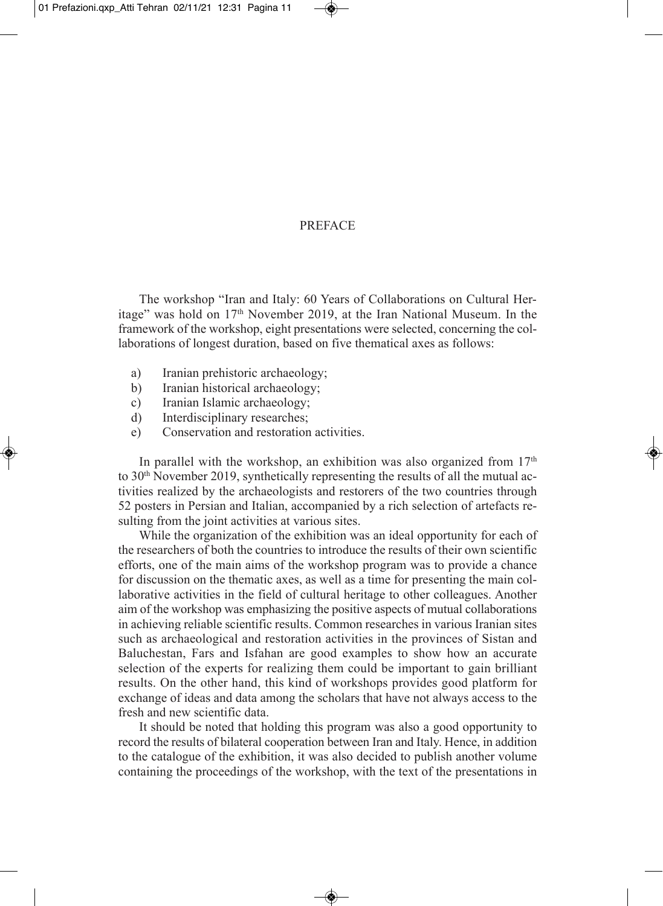# PREFACE

The workshop "Iran and Italy: 60 Years of Collaborations on Cultural Heritage" was hold on 17th November 2019, at the Iran National Museum. In the framework of the workshop, eight presentations were selected, concerning the collaborations of longest duration, based on five thematical axes as follows:

a) Iranian prehistoric archaeology;
b) Iranian historical archaeology;
c) Iranian Islamic archaeology;
d) Interdisciplinary researches;
e) Conservation and restoration activities.

In parallel with the workshop, an exhibition was also organized from 17th to 30th November 2019, synthetically representing the results of all the mutual activities realized by the archaeologists and restorers of the two countries through 52 posters in Persian and Italian, accompanied by a rich selection of artefacts resulting from the joint activities at various sites.

While the organization of the exhibition was an ideal opportunity for each of the researchers of both the countries to introduce the results of their own scientific efforts, one of the main aims of the workshop program was to provide a chance for discussion on the thematic axes, as well as a time for presenting the main collaborative activities in the field of cultural heritage to other colleagues. Another aim of the workshop was emphasizing the positive aspects of mutual collaborations in achieving reliable scientific results. Common researches in various Iranian sites such as archaeological and restoration activities in the provinces of Sistan and Baluchestan, Fars and Isfahan are good examples to show how an accurate selection of the experts for realizing them could be important to gain brilliant results. On the other hand, this kind of workshops provides good platform for exchange of ideas and data among the scholars that have not always access to the fresh and new scientific data.

It should be noted that holding this program was also a good opportunity to record the results of bilateral cooperation between Iran and Italy. Hence, in addition to the catalogue of the exhibition, it was also decided to publish another volume containing the proceedings of the workshop, with the text of the presentations in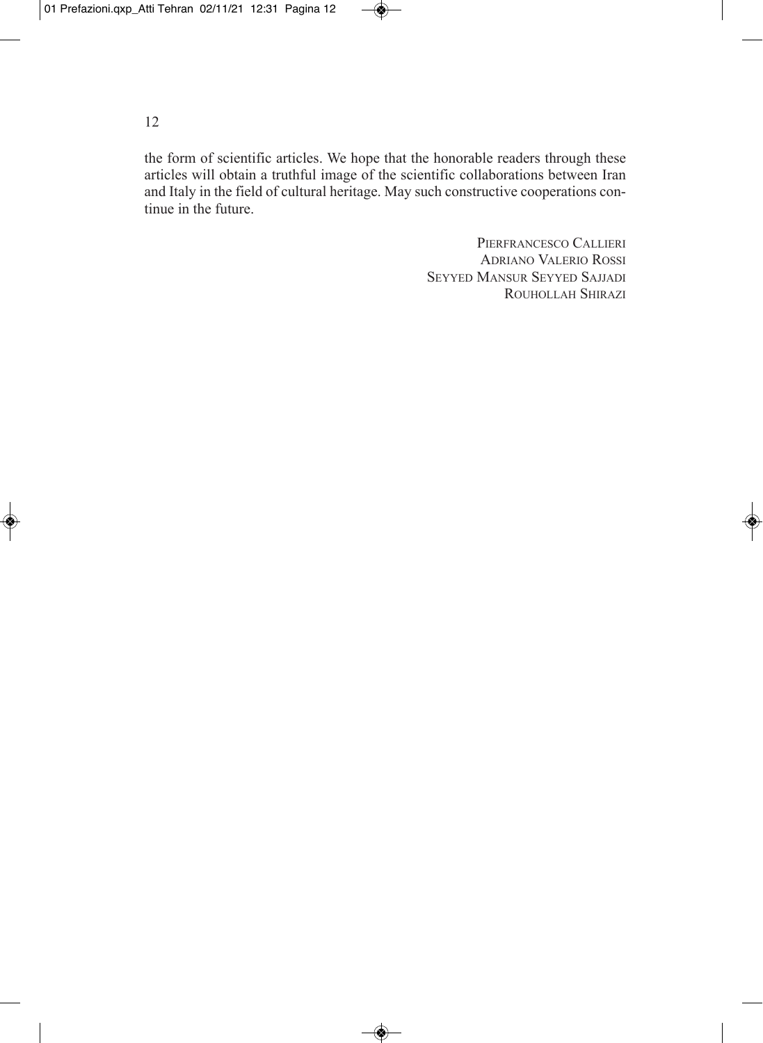the form of scientific articles. We hope that the honorable readers through these articles will obtain a truthful image of the scientific collaborations between Iran and Italy in the field of cultural heritage. May such constructive cooperations continue in the future.

PIERFRANCESCO CALLIERI
ADRIANO VALERIO ROSSI
SEYYED MANSUR SEYYED SAJJADI
ROUHOLLAH SHIRAZI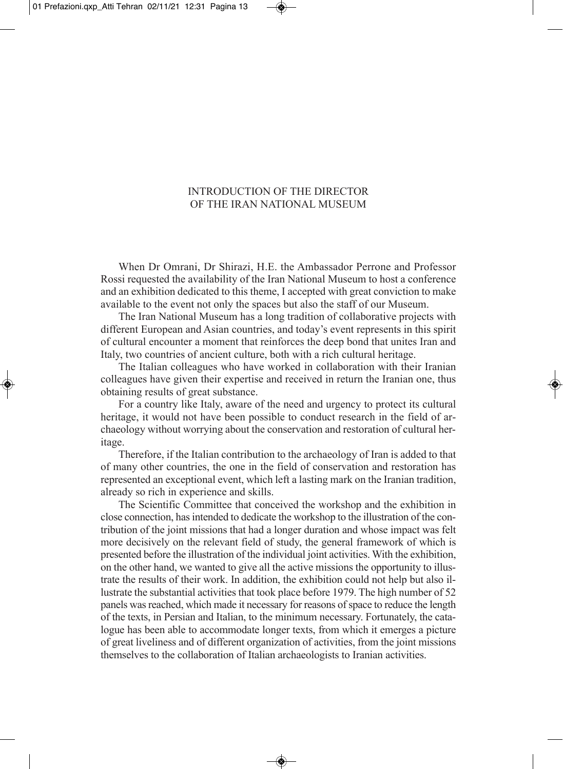# INTRODUCTION OF THE DIRECTOR OF THE IRAN NATIONAL MUSEUM

When Dr Omrani, Dr Shirazi, H.E. the Ambassador Perrone and Professor Rossi requested the availability of the Iran National Museum to host a conference and an exhibition dedicated to this theme, I accepted with great conviction to make available to the event not only the spaces but also the staff of our Museum.

The Iran National Museum has a long tradition of collaborative projects with different European and Asian countries, and today's event represents in this spirit of cultural encounter a moment that reinforces the deep bond that unites Iran and Italy, two countries of ancient culture, both with a rich cultural heritage.

The Italian colleagues who have worked in collaboration with their Iranian colleagues have given their expertise and received in return the Iranian one, thus obtaining results of great substance.

For a country like Italy, aware of the need and urgency to protect its cultural heritage, it would not have been possible to conduct research in the field of archaeology without worrying about the conservation and restoration of cultural heritage.

Therefore, if the Italian contribution to the archaeology of Iran is added to that of many other countries, the one in the field of conservation and restoration has represented an exceptional event, which left a lasting mark on the Iranian tradition, already so rich in experience and skills.

The Scientific Committee that conceived the workshop and the exhibition in close connection, has intended to dedicate the workshop to the illustration of the contribution of the joint missions that had a longer duration and whose impact was felt more decisively on the relevant field of study, the general framework of which is presented before the illustration of the individual joint activities. With the exhibition, on the other hand, we wanted to give all the active missions the opportunity to illustrate the results of their work. In addition, the exhibition could not help but also illustrate the substantial activities that took place before 1979. The high number of 52 panels was reached, which made it necessary for reasons of space to reduce the length of the texts, in Persian and Italian, to the minimum necessary. Fortunately, the catalogue has been able to accommodate longer texts, from which it emerges a picture of great liveliness and of different organization of activities, from the joint missions themselves to the collaboration of Italian archaeologists to Iranian activities.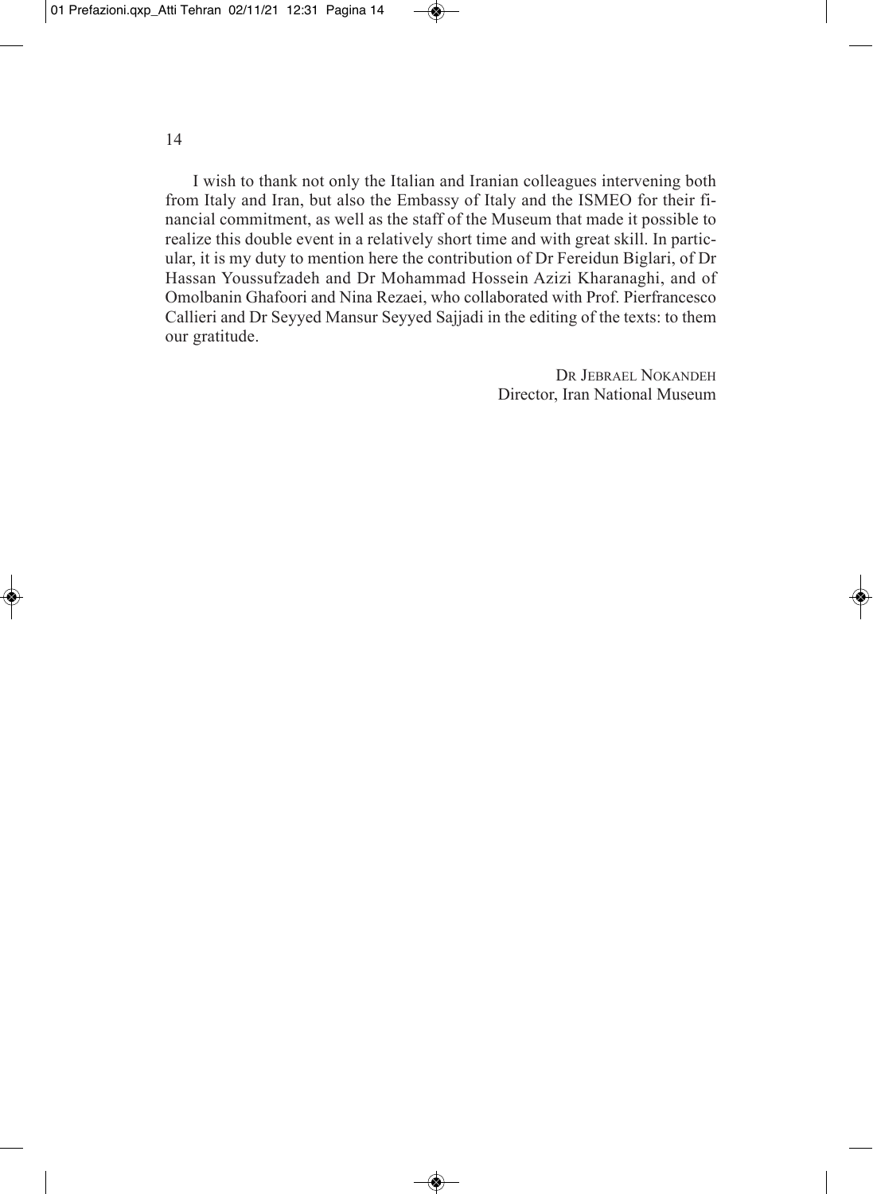I wish to thank not only the Italian and Iranian colleagues intervening both from Italy and Iran, but also the Embassy of Italy and the ISMEO for their financial commitment, as well as the staff of the Museum that made it possible to realize this double event in a relatively short time and with great skill. In particular, it is my duty to mention here the contribution of Dr Fereidun Biglari, of Dr Hassan Youssufzadeh and Dr Mohammad Hossein Azizi Kharanaghi, and of Omolbanin Ghafoori and Nina Rezaei, who collaborated with Prof. Pierfrancesco Callieri and Dr Seyyed Mansur Seyyed Sajjadi in the editing of the texts: to them our gratitude.

Dr Jebrael Nokandeh
Director, Iran National Museum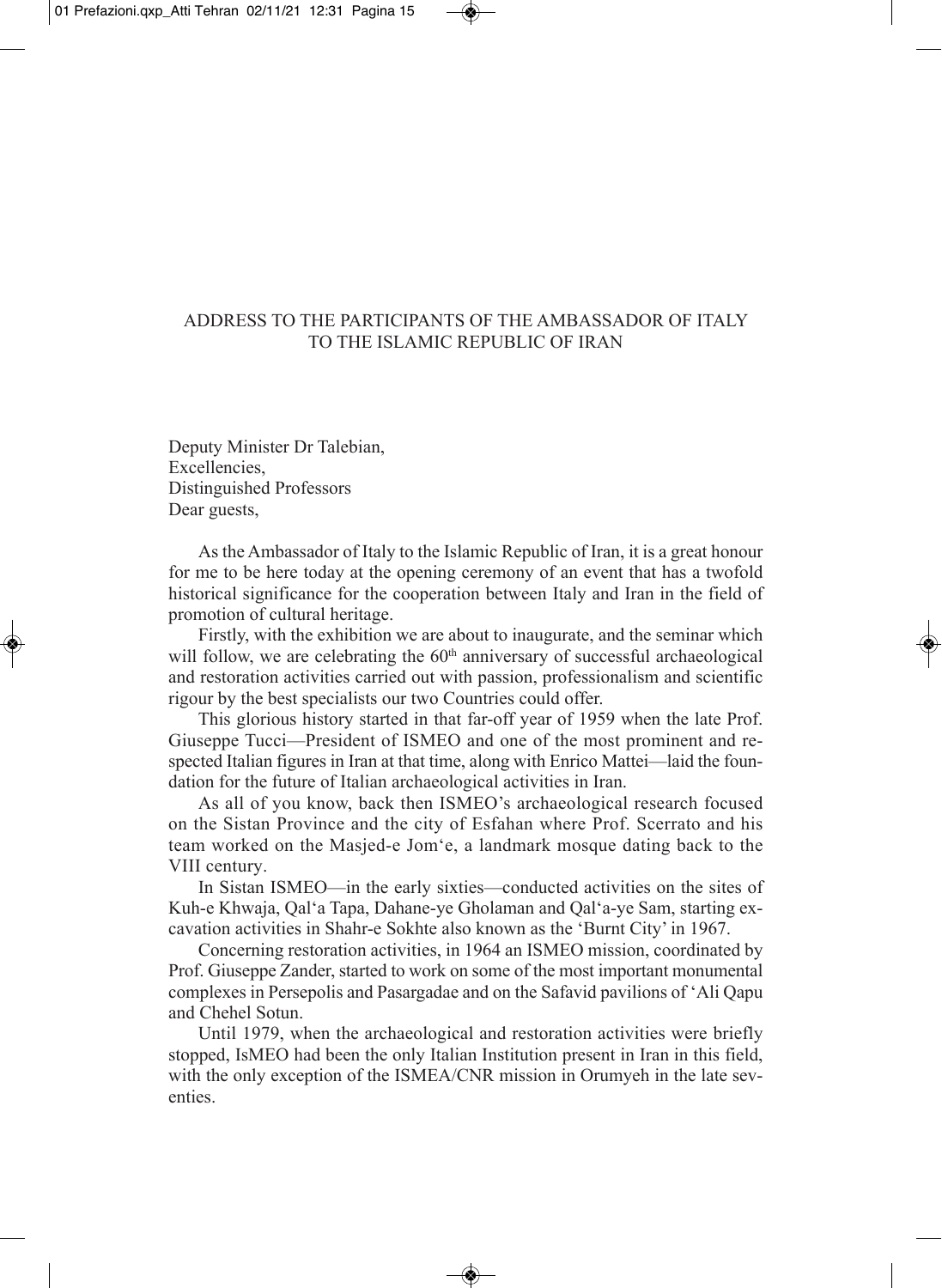## ADDRESS TO THE PARTICIPANTS OF THE AMBASSADOR OF ITALY TO THE ISLAMIC REPUBLIC OF IRAN

Deputy Minister Dr Talebian,
Excellencies,
Distinguished Professors
Dear guests,

As the Ambassador of Italy to the Islamic Republic of Iran, it is a great honour for me to be here today at the opening ceremony of an event that has a twofold historical significance for the cooperation between Italy and Iran in the field of promotion of cultural heritage.

Firstly, with the exhibition we are about to inaugurate, and the seminar which will follow, we are celebrating the 60th anniversary of successful archaeological and restoration activities carried out with passion, professionalism and scientific rigour by the best specialists our two Countries could offer.

This glorious history started in that far-off year of 1959 when the late Prof. Giuseppe Tucci—President of ISMEO and one of the most prominent and respected Italian figures in Iran at that time, along with Enrico Mattei—laid the foundation for the future of Italian archaeological activities in Iran.

As all of you know, back then ISMEO's archaeological research focused on the Sistan Province and the city of Esfahan where Prof. Scerrato and his team worked on the Masjed-e Jom'e, a landmark mosque dating back to the VIII century.

In Sistan ISMEO—in the early sixties—conducted activities on the sites of Kuh-e Khwaja, Qal'a Tapa, Dahane-ye Gholaman and Qal'a-ye Sam, starting excavation activities in Shahr-e Sokhte also known as the 'Burnt City' in 1967.

Concerning restoration activities, in 1964 an ISMEO mission, coordinated by Prof. Giuseppe Zander, started to work on some of the most important monumental complexes in Persepolis and Pasargadae and on the Safavid pavilions of 'Ali Qapu and Chehel Sotun.

Until 1979, when the archaeological and restoration activities were briefly stopped, IsMEO had been the only Italian Institution present in Iran in this field, with the only exception of the ISMEA/CNR mission in Orumyeh in the late seventies.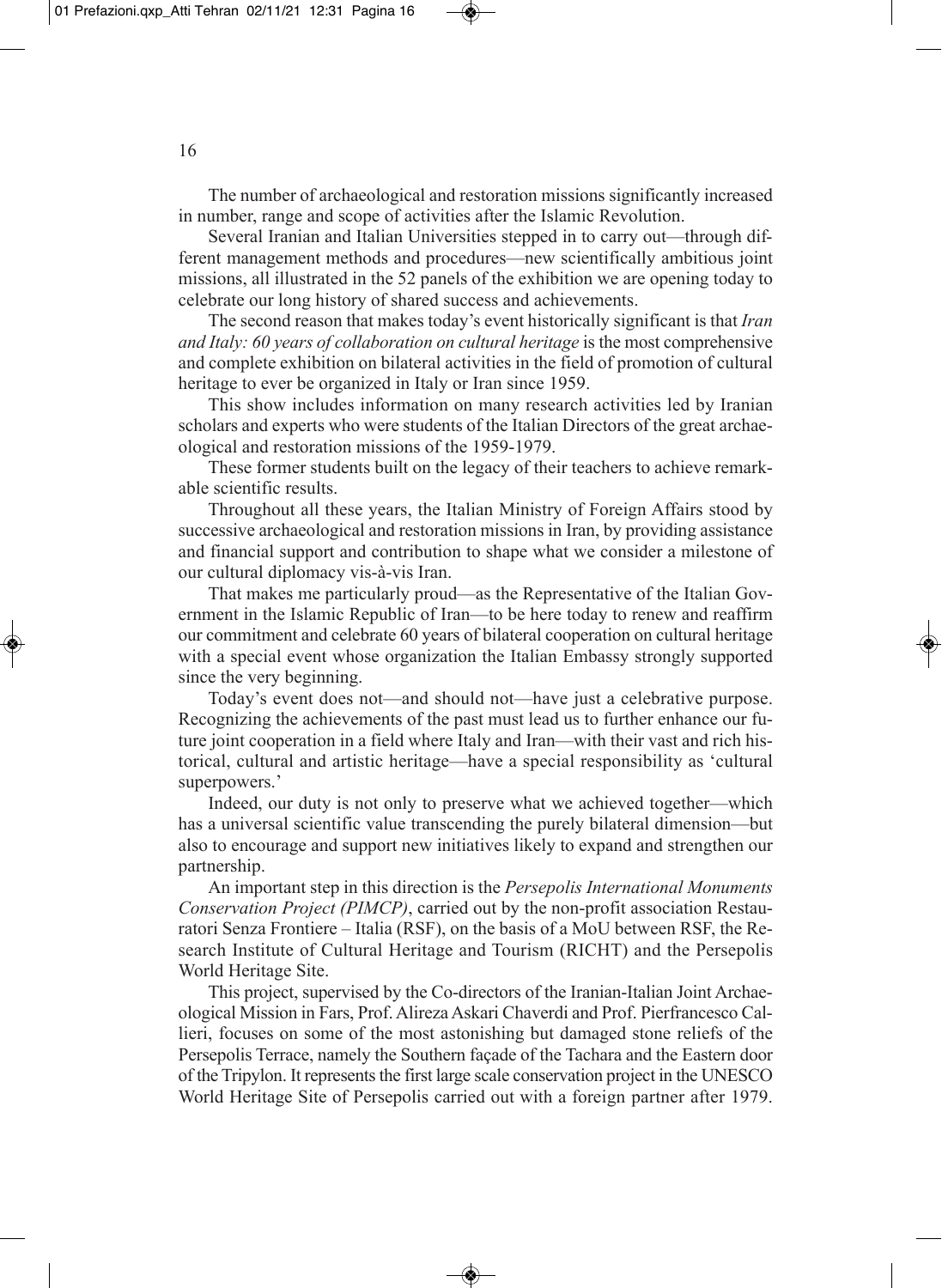The number of archaeological and restoration missions significantly increased in number, range and scope of activities after the Islamic Revolution.

Several Iranian and Italian Universities stepped in to carry out—through different management methods and procedures—new scientifically ambitious joint missions, all illustrated in the 52 panels of the exhibition we are opening today to celebrate our long history of shared success and achievements.

The second reason that makes today's event historically significant is that *Iran and Italy: 60 years of collaboration on cultural heritage* is the most comprehensive and complete exhibition on bilateral activities in the field of promotion of cultural heritage to ever be organized in Italy or Iran since 1959.

This show includes information on many research activities led by Iranian scholars and experts who were students of the Italian Directors of the great archaeological and restoration missions of the 1959-1979.

These former students built on the legacy of their teachers to achieve remarkable scientific results.

Throughout all these years, the Italian Ministry of Foreign Affairs stood by successive archaeological and restoration missions in Iran, by providing assistance and financial support and contribution to shape what we consider a milestone of our cultural diplomacy vis-à-vis Iran.

That makes me particularly proud—as the Representative of the Italian Government in the Islamic Republic of Iran—to be here today to renew and reaffirm our commitment and celebrate 60 years of bilateral cooperation on cultural heritage with a special event whose organization the Italian Embassy strongly supported since the very beginning.

Today's event does not—and should not—have just a celebrative purpose. Recognizing the achievements of the past must lead us to further enhance our future joint cooperation in a field where Italy and Iran—with their vast and rich historical, cultural and artistic heritage—have a special responsibility as 'cultural superpowers.'

Indeed, our duty is not only to preserve what we achieved together—which has a universal scientific value transcending the purely bilateral dimension—but also to encourage and support new initiatives likely to expand and strengthen our partnership.

An important step in this direction is the *Persepolis International Monuments Conservation Project (PIMCP)*, carried out by the non-profit association Restauratori Senza Frontiere – Italia (RSF), on the basis of a MoU between RSF, the Research Institute of Cultural Heritage and Tourism (RICHT) and the Persepolis World Heritage Site.

This project, supervised by the Co-directors of the Iranian-Italian Joint Archaeological Mission in Fars, Prof. Alireza Askari Chaverdi and Prof. Pierfrancesco Callieri, focuses on some of the most astonishing but damaged stone reliefs of the Persepolis Terrace, namely the Southern façade of the Tachara and the Eastern door of the Tripylon. It represents the first large scale conservation project in the UNESCO World Heritage Site of Persepolis carried out with a foreign partner after 1979.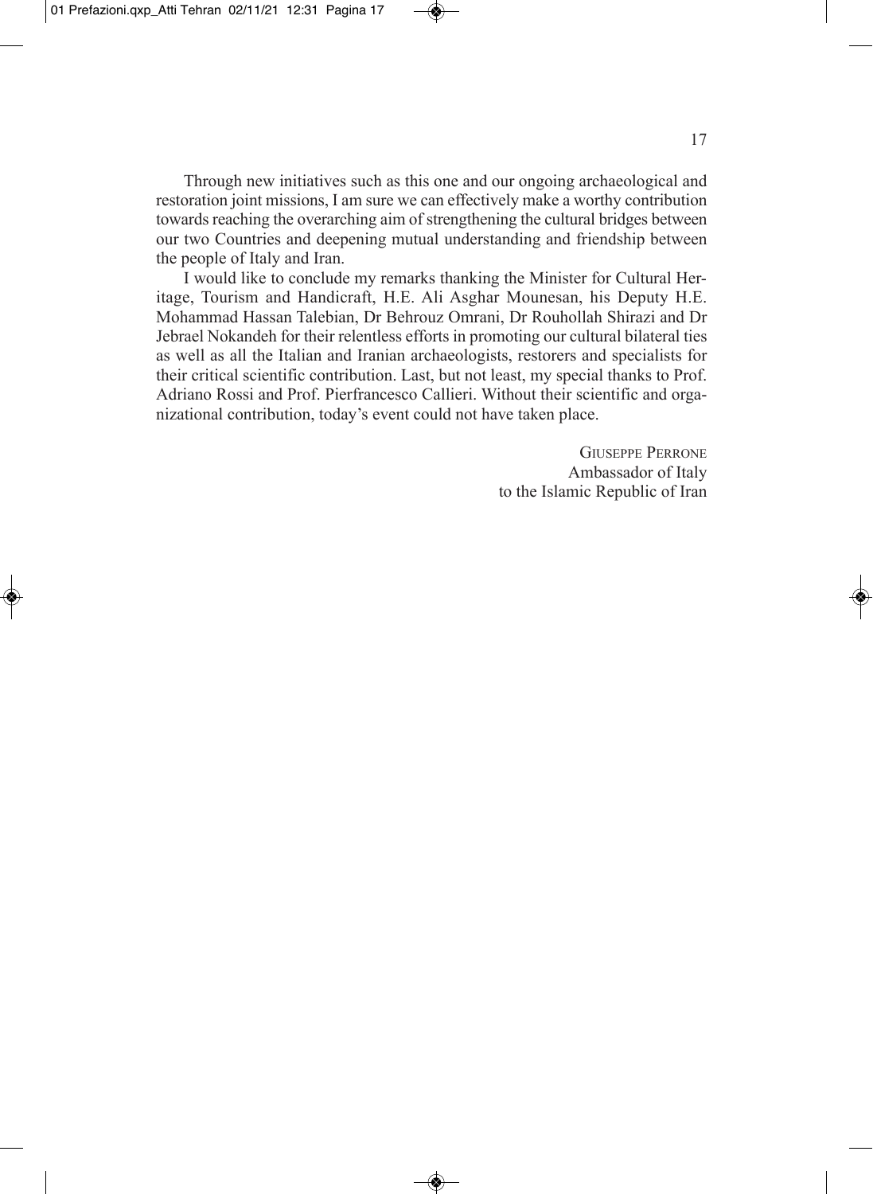Through new initiatives such as this one and our ongoing archaeological and restoration joint missions, I am sure we can effectively make a worthy contribution towards reaching the overarching aim of strengthening the cultural bridges between our two Countries and deepening mutual understanding and friendship between the people of Italy and Iran.

I would like to conclude my remarks thanking the Minister for Cultural Heritage, Tourism and Handicraft, H.E. Ali Asghar Mounesan, his Deputy H.E. Mohammad Hassan Talebian, Dr Behrouz Omrani, Dr Rouhollah Shirazi and Dr Jebrael Nokandeh for their relentless efforts in promoting our cultural bilateral ties as well as all the Italian and Iranian archaeologists, restorers and specialists for their critical scientific contribution. Last, but not least, my special thanks to Prof. Adriano Rossi and Prof. Pierfrancesco Callieri. Without their scientific and organizational contribution, today's event could not have taken place.

Giuseppe Perrone
Ambassador of Italy
to the Islamic Republic of Iran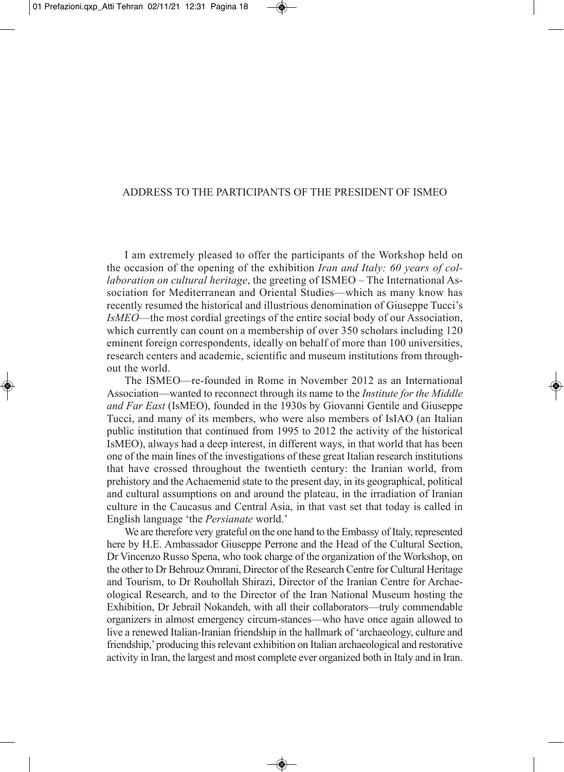## ADDRESS TO THE PARTICIPANTS OF THE PRESIDENT OF ISMEO

I am extremely pleased to offer the participants of the Workshop held on the occasion of the opening of the exhibition *Iran and Italy: 60 years of collaboration on cultural heritage*, the greeting of ISMEO – The International Association for Mediterranean and Oriental Studies—which as many know has recently resumed the historical and illustrious denomination of Giuseppe Tucci's *IsMEO*—the most cordial greetings of the entire social body of our Association, which currently can count on a membership of over 350 scholars including 120 eminent foreign correspondents, ideally on behalf of more than 100 universities, research centers and academic, scientific and museum institutions from throughout the world.

The ISMEO—re-founded in Rome in November 2012 as an International Association—wanted to reconnect through its name to the *Institute for the Middle and Far East* (IsMEO), founded in the 1930s by Giovanni Gentile and Giuseppe Tucci, and many of its members, who were also members of IsIAO (an Italian public institution that continued from 1995 to 2012 the activity of the historical IsMEO), always had a deep interest, in different ways, in that world that has been one of the main lines of the investigations of these great Italian research institutions that have crossed throughout the twentieth century: the Iranian world, from prehistory and the Achaemenid state to the present day, in its geographical, political and cultural assumptions on and around the plateau, in the irradiation of Iranian culture in the Caucasus and Central Asia, in that vast set that today is called in English language 'the *Persianate* world.'

We are therefore very grateful on the one hand to the Embassy of Italy, represented here by H.E. Ambassador Giuseppe Perrone and the Head of the Cultural Section, Dr Vincenzo Russo Spena, who took charge of the organization of the Workshop, on the other to Dr Behrouz Omrani, Director of the Research Centre for Cultural Heritage and Tourism, to Dr Rouhollah Shirazi, Director of the Iranian Centre for Archaeological Research, and to the Director of the Iran National Museum hosting the Exhibition, Dr Jebrail Nokandeh, with all their collaborators—truly commendable organizers in almost emergency circum-stances—who have once again allowed to live a renewed Italian-Iranian friendship in the hallmark of 'archaeology, culture and friendship,' producing this relevant exhibition on Italian archaeological and restorative activity in Iran, the largest and most complete ever organized both in Italy and in Iran.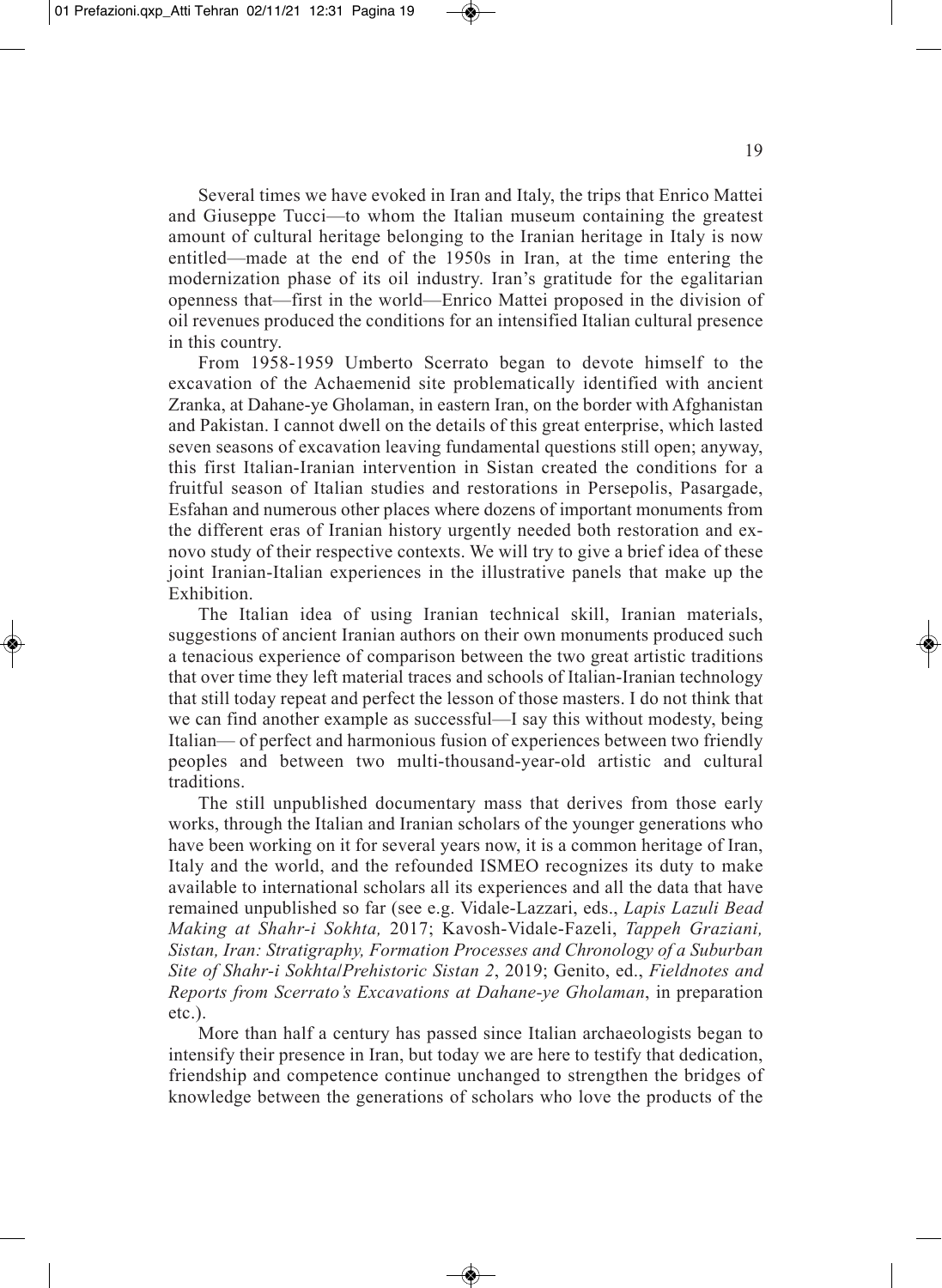Several times we have evoked in Iran and Italy, the trips that Enrico Mattei and Giuseppe Tucci—to whom the Italian museum containing the greatest amount of cultural heritage belonging to the Iranian heritage in Italy is now entitled—made at the end of the 1950s in Iran, at the time entering the modernization phase of its oil industry. Iran's gratitude for the egalitarian openness that—first in the world—Enrico Mattei proposed in the division of oil revenues produced the conditions for an intensified Italian cultural presence in this country.

From 1958-1959 Umberto Scerrato began to devote himself to the excavation of the Achaemenid site problematically identified with ancient Zranka, at Dahane-ye Gholaman, in eastern Iran, on the border with Afghanistan and Pakistan. I cannot dwell on the details of this great enterprise, which lasted seven seasons of excavation leaving fundamental questions still open; anyway, this first Italian-Iranian intervention in Sistan created the conditions for a fruitful season of Italian studies and restorations in Persepolis, Pasargade, Esfahan and numerous other places where dozens of important monuments from the different eras of Iranian history urgently needed both restoration and ex-novo study of their respective contexts. We will try to give a brief idea of these joint Iranian-Italian experiences in the illustrative panels that make up the Exhibition.

The Italian idea of using Iranian technical skill, Iranian materials, suggestions of ancient Iranian authors on their own monuments produced such a tenacious experience of comparison between the two great artistic traditions that over time they left material traces and schools of Italian-Iranian technology that still today repeat and perfect the lesson of those masters. I do not think that we can find another example as successful—I say this without modesty, being Italian— of perfect and harmonious fusion of experiences between two friendly peoples and between two multi-thousand-year-old artistic and cultural traditions.

The still unpublished documentary mass that derives from those early works, through the Italian and Iranian scholars of the younger generations who have been working on it for several years now, it is a common heritage of Iran, Italy and the world, and the refounded ISMEO recognizes its duty to make available to international scholars all its experiences and all the data that have remained unpublished so far (see e.g. Vidale-Lazzari, eds., *Lapis Lazuli Bead Making at Shahr-i Sokhta,* 2017; Kavosh-Vidale-Fazeli, *Tappeh Graziani, Sistan, Iran: Stratigraphy, Formation Processes and Chronology of a Suburban Site of Shahr-i Sokhta/Prehistoric Sistan 2*, 2019; Genito, ed., *Fieldnotes and Reports from Scerrato's Excavations at Dahane-ye Gholaman*, in preparation etc.).

More than half a century has passed since Italian archaeologists began to intensify their presence in Iran, but today we are here to testify that dedication, friendship and competence continue unchanged to strengthen the bridges of knowledge between the generations of scholars who love the products of the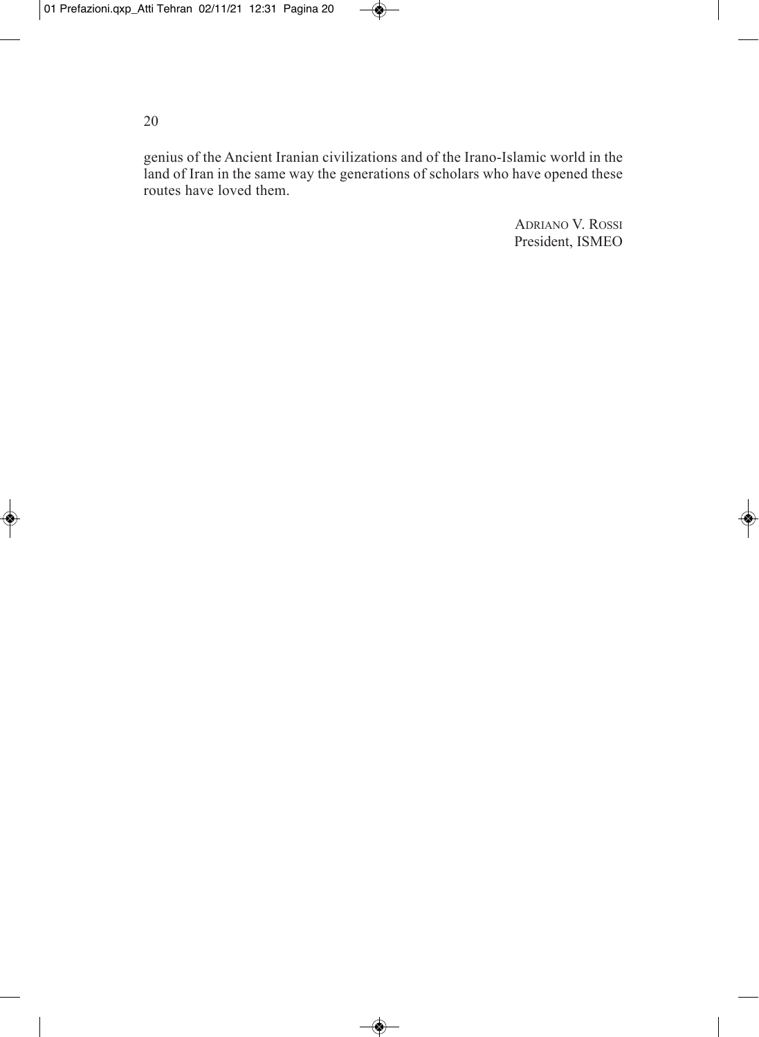genius of the Ancient Iranian civilizations and of the Irano-Islamic world in the land of Iran in the same way the generations of scholars who have opened these routes have loved them.

ADRIANO V. ROSSI
President, ISMEO